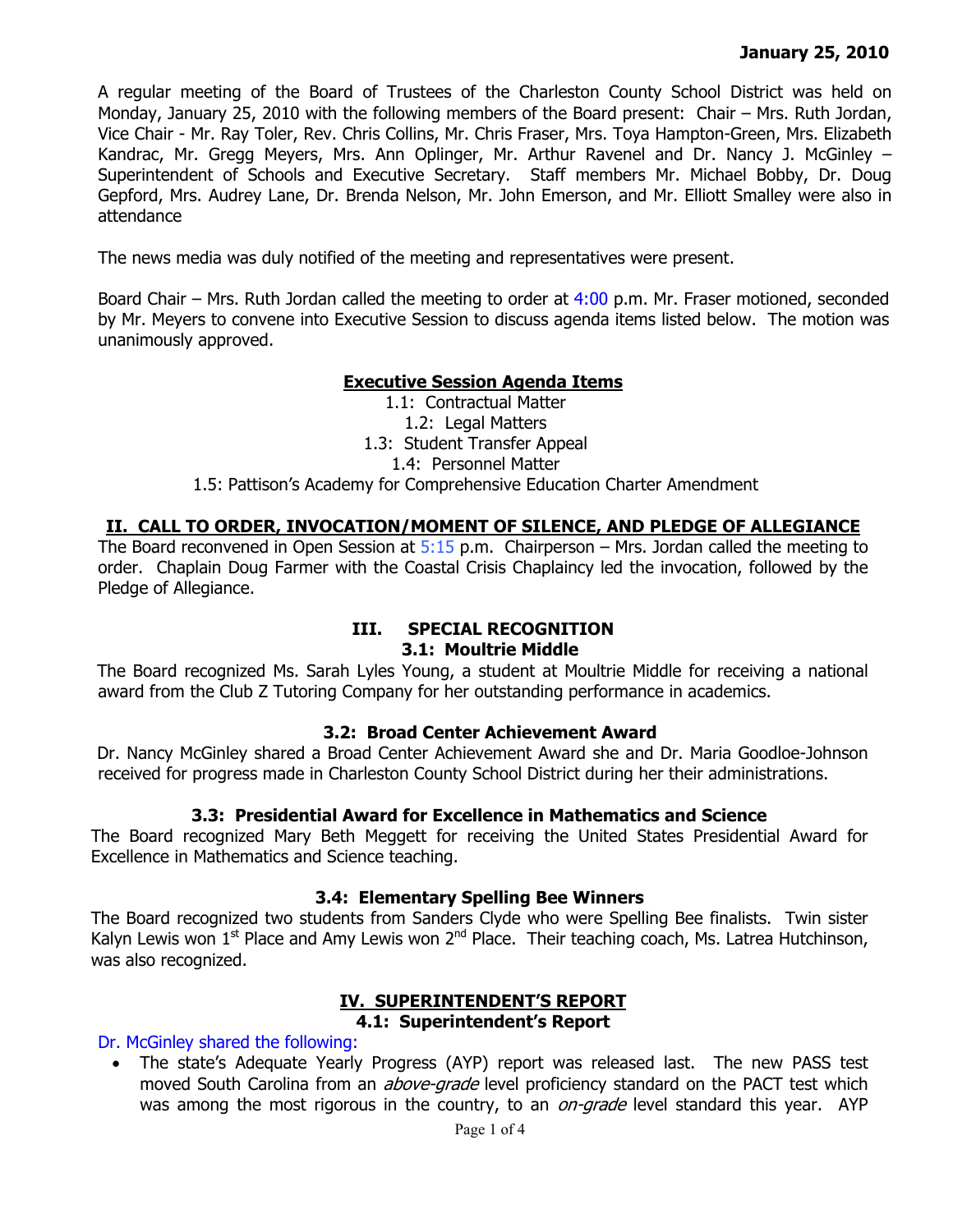**January 25, 2010**

A regular meeting of the Board of Trustees of the Charleston County School District was held on Monday, January 25, 2010 with the following members of the Board present: Chair – Mrs. Ruth Jordan, Vice Chair - Mr. Ray Toler, Rev. Chris Collins, Mr. Chris Fraser, Mrs. Toya Hampton-Green, Mrs. Elizabeth Kandrac, Mr. Gregg Meyers, Mrs. Ann Oplinger, Mr. Arthur Ravenel and Dr. Nancy J. McGinley – Superintendent of Schools and Executive Secretary. Staff members Mr. Michael Bobby, Dr. Doug Gepford, Mrs. Audrey Lane, Dr. Brenda Nelson, Mr. John Emerson, and Mr. Elliott Smalley were also in attendance

The news media was duly notified of the meeting and representatives were present.

Board Chair – Mrs. Ruth Jordan called the meeting to order at 4:00 p.m. Mr. Fraser motioned, seconded by Mr. Meyers to convene into Executive Session to discuss agenda items listed below. The motion was unanimously approved.

## Executive Session Agenda Items

1.1: Contractual Matter
1.2: Legal Matters
1.3: Student Transfer Appeal
1.4: Personnel Matter
1.5: Pattison's Academy for Comprehensive Education Charter Amendment

## II. CALL TO ORDER, INVOCATION/MOMENT OF SILENCE, AND PLEDGE OF ALLEGIANCE

The Board reconvened in Open Session at 5:15 p.m. Chairperson – Mrs. Jordan called the meeting to order. Chaplain Doug Farmer with the Coastal Crisis Chaplaincy led the invocation, followed by the Pledge of Allegiance.

## III. SPECIAL RECOGNITION

### 3.1: Moultrie Middle

The Board recognized Ms. Sarah Lyles Young, a student at Moultrie Middle for receiving a national award from the Club Z Tutoring Company for her outstanding performance in academics.

### 3.2: Broad Center Achievement Award

Dr. Nancy McGinley shared a Broad Center Achievement Award she and Dr. Maria Goodloe-Johnson received for progress made in Charleston County School District during her their administrations.

### 3.3: Presidential Award for Excellence in Mathematics and Science

The Board recognized Mary Beth Meggett for receiving the United States Presidential Award for Excellence in Mathematics and Science teaching.

### 3.4: Elementary Spelling Bee Winners

The Board recognized two students from Sanders Clyde who were Spelling Bee finalists. Twin sister Kalyn Lewis won 1st Place and Amy Lewis won 2nd Place. Their teaching coach, Ms. Latrea Hutchinson, was also recognized.

## IV. SUPERINTENDENT'S REPORT

### 4.1: Superintendent's Report

Dr. McGinley shared the following:

- The state's Adequate Yearly Progress (AYP) report was released last. The new PASS test moved South Carolina from an *above-grade* level proficiency standard on the PACT test which was among the most rigorous in the country, to an *on-grade* level standard this year. AYP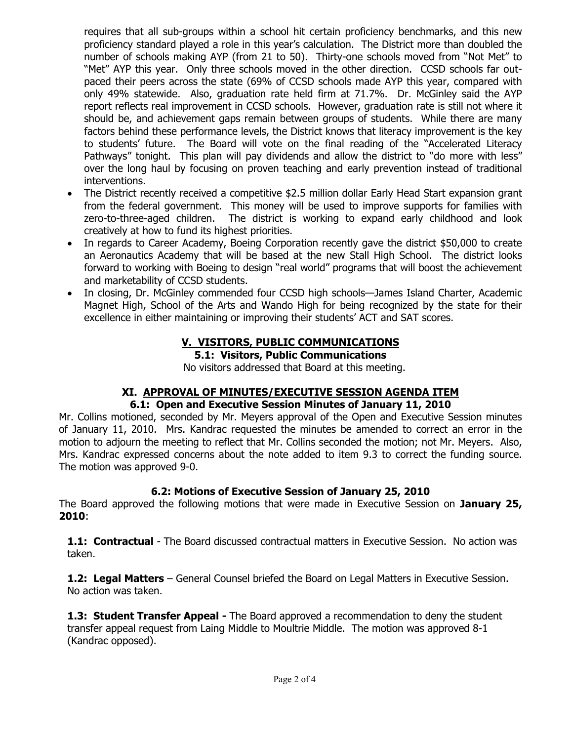requires that all sub-groups within a school hit certain proficiency benchmarks, and this new proficiency standard played a role in this year's calculation. The District more than doubled the number of schools making AYP (from 21 to 50). Thirty-one schools moved from "Not Met" to "Met" AYP this year. Only three schools moved in the other direction. CCSD schools far out-paced their peers across the state (69% of CCSD schools made AYP this year, compared with only 49% statewide. Also, graduation rate held firm at 71.7%. Dr. McGinley said the AYP report reflects real improvement in CCSD schools. However, graduation rate is still not where it should be, and achievement gaps remain between groups of students. While there are many factors behind these performance levels, the District knows that literacy improvement is the key to students' future. The Board will vote on the final reading of the "Accelerated Literacy Pathways" tonight. This plan will pay dividends and allow the district to "do more with less" over the long haul by focusing on proven teaching and early prevention instead of traditional interventions.

- The District recently received a competitive $2.5 million dollar Early Head Start expansion grant from the federal government. This money will be used to improve supports for families with zero-to-three-aged children. The district is working to expand early childhood and look creatively at how to fund its highest priorities.
- In regards to Career Academy, Boeing Corporation recently gave the district $50,000 to create an Aeronautics Academy that will be based at the new Stall High School. The district looks forward to working with Boeing to design "real world" programs that will boost the achievement and marketability of CCSD students.
- In closing, Dr. McGinley commended four CCSD high schools—James Island Charter, Academic Magnet High, School of the Arts and Wando High for being recognized by the state for their excellence in either maintaining or improving their students' ACT and SAT scores.

## V. VISITORS, PUBLIC COMMUNICATIONS

### 5.1: Visitors, Public Communications

No visitors addressed that Board at this meeting.

## XI. APPROVAL OF MINUTES/EXECUTIVE SESSION AGENDA ITEM

### 6.1: Open and Executive Session Minutes of January 11, 2010

Mr. Collins motioned, seconded by Mr. Meyers approval of the Open and Executive Session minutes of January 11, 2010. Mrs. Kandrac requested the minutes be amended to correct an error in the motion to adjourn the meeting to reflect that Mr. Collins seconded the motion; not Mr. Meyers. Also, Mrs. Kandrac expressed concerns about the note added to item 9.3 to correct the funding source. The motion was approved 9-0.

### 6.2: Motions of Executive Session of January 25, 2010

The Board approved the following motions that were made in Executive Session on **January 25, 2010**:

**1.1: Contractual** - The Board discussed contractual matters in Executive Session. No action was taken.

**1.2: Legal Matters** – General Counsel briefed the Board on Legal Matters in Executive Session. No action was taken.

**1.3: Student Transfer Appeal -** The Board approved a recommendation to deny the student transfer appeal request from Laing Middle to Moultrie Middle. The motion was approved 8-1 (Kandrac opposed).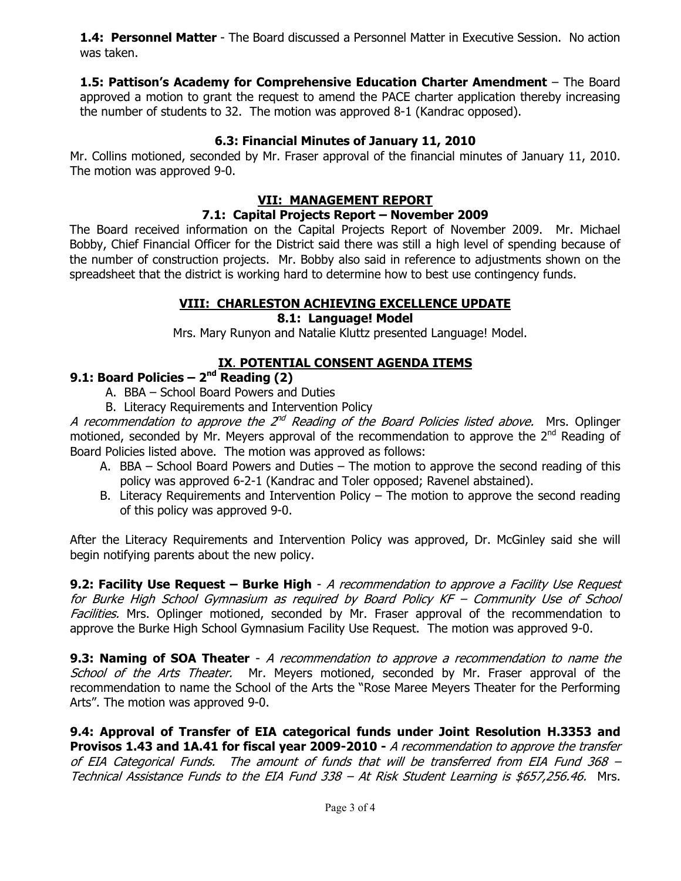**1.4: Personnel Matter** - The Board discussed a Personnel Matter in Executive Session. No action was taken.

**1.5: Pattison's Academy for Comprehensive Education Charter Amendment** – The Board approved a motion to grant the request to amend the PACE charter application thereby increasing the number of students to 32. The motion was approved 8-1 (Kandrac opposed).

### 6.3: Financial Minutes of January 11, 2010

Mr. Collins motioned, seconded by Mr. Fraser approval of the financial minutes of January 11, 2010. The motion was approved 9-0.

## VII: MANAGEMENT REPORT

### 7.1: Capital Projects Report – November 2009

The Board received information on the Capital Projects Report of November 2009. Mr. Michael Bobby, Chief Financial Officer for the District said there was still a high level of spending because of the number of construction projects. Mr. Bobby also said in reference to adjustments shown on the spreadsheet that the district is working hard to determine how to best use contingency funds.

## VIII: CHARLESTON ACHIEVING EXCELLENCE UPDATE

### 8.1: Language! Model

Mrs. Mary Runyon and Natalie Kluttz presented Language! Model.

## IX. POTENTIAL CONSENT AGENDA ITEMS

### 9.1: Board Policies – 2nd Reading (2)

A. BBA – School Board Powers and Duties
B. Literacy Requirements and Intervention Policy

*A recommendation to approve the 2nd Reading of the Board Policies listed above.* Mrs. Oplinger motioned, seconded by Mr. Meyers approval of the recommendation to approve the 2nd Reading of Board Policies listed above. The motion was approved as follows:

A. BBA – School Board Powers and Duties – The motion to approve the second reading of this policy was approved 6-2-1 (Kandrac and Toler opposed; Ravenel abstained).
B. Literacy Requirements and Intervention Policy – The motion to approve the second reading of this policy was approved 9-0.

After the Literacy Requirements and Intervention Policy was approved, Dr. McGinley said she will begin notifying parents about the new policy.

**9.2: Facility Use Request – Burke High** - *A recommendation to approve a Facility Use Request for Burke High School Gymnasium as required by Board Policy KF – Community Use of School Facilities.* Mrs. Oplinger motioned, seconded by Mr. Fraser approval of the recommendation to approve the Burke High School Gymnasium Facility Use Request. The motion was approved 9-0.

**9.3: Naming of SOA Theater** - *A recommendation to approve a recommendation to name the School of the Arts Theater.* Mr. Meyers motioned, seconded by Mr. Fraser approval of the recommendation to name the School of the Arts the "Rose Maree Meyers Theater for the Performing Arts". The motion was approved 9-0.

**9.4: Approval of Transfer of EIA categorical funds under Joint Resolution H.3353 and Provisos 1.43 and 1A.41 for fiscal year 2009-2010 -** *A recommendation to approve the transfer of EIA Categorical Funds. The amount of funds that will be transferred from EIA Fund 368 – Technical Assistance Funds to the EIA Fund 338 – At Risk Student Learning is $657,256.46.* Mrs.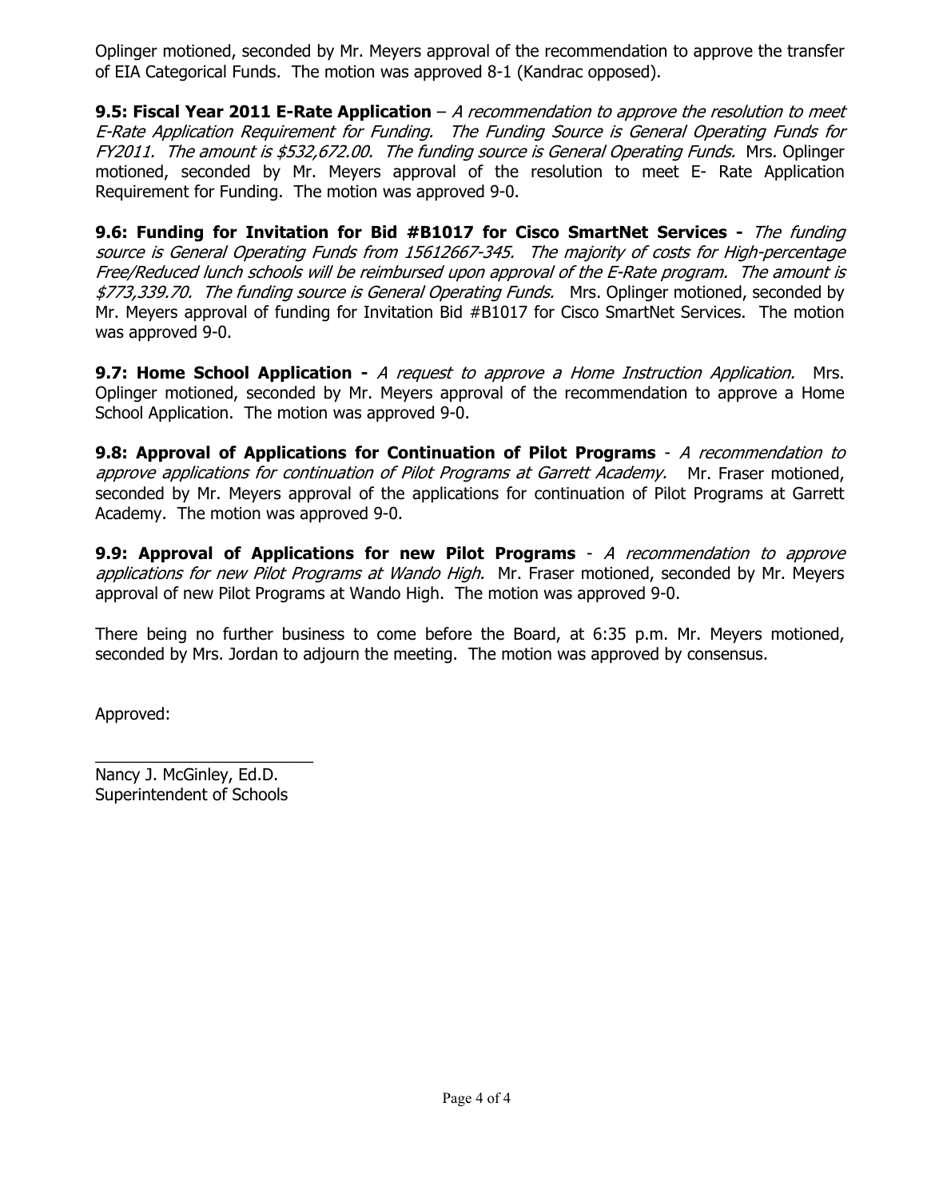Oplinger motioned, seconded by Mr. Meyers approval of the recommendation to approve the transfer of EIA Categorical Funds. The motion was approved 8-1 (Kandrac opposed).

**9.5: Fiscal Year 2011 E-Rate Application** – *A recommendation to approve the resolution to meet E-Rate Application Requirement for Funding. The Funding Source is General Operating Funds for FY2011. The amount is $532,672.00. The funding source is General Operating Funds.* Mrs. Oplinger motioned, seconded by Mr. Meyers approval of the resolution to meet E- Rate Application Requirement for Funding. The motion was approved 9-0.

**9.6: Funding for Invitation for Bid #B1017 for Cisco SmartNet Services -** *The funding source is General Operating Funds from 15612667-345. The majority of costs for High-percentage Free/Reduced lunch schools will be reimbursed upon approval of the E-Rate program. The amount is $773,339.70. The funding source is General Operating Funds.* Mrs. Oplinger motioned, seconded by Mr. Meyers approval of funding for Invitation Bid #B1017 for Cisco SmartNet Services. The motion was approved 9-0.

**9.7: Home School Application -** *A request to approve a Home Instruction Application.* Mrs. Oplinger motioned, seconded by Mr. Meyers approval of the recommendation to approve a Home School Application. The motion was approved 9-0.

**9.8: Approval of Applications for Continuation of Pilot Programs** - *A recommendation to approve applications for continuation of Pilot Programs at Garrett Academy.* Mr. Fraser motioned, seconded by Mr. Meyers approval of the applications for continuation of Pilot Programs at Garrett Academy. The motion was approved 9-0.

**9.9: Approval of Applications for new Pilot Programs** - *A recommendation to approve applications for new Pilot Programs at Wando High.* Mr. Fraser motioned, seconded by Mr. Meyers approval of new Pilot Programs at Wando High. The motion was approved 9-0.

There being no further business to come before the Board, at 6:35 p.m. Mr. Meyers motioned, seconded by Mrs. Jordan to adjourn the meeting. The motion was approved by consensus.

Approved:

\_\_\_\_\_\_\_\_\_\_\_\_\_\_\_\_\_\_\_\_\_\_\_\_

Nancy J. McGinley, Ed.D.
Superintendent of Schools